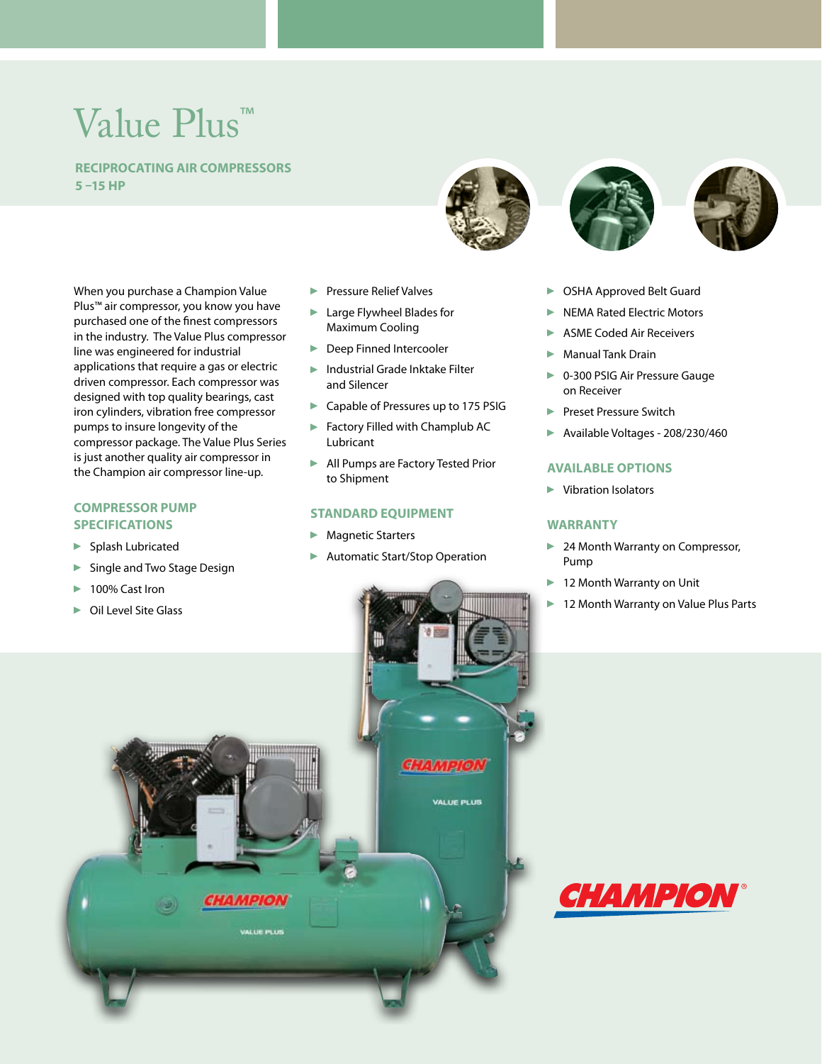# Value Plus™

## RECIPROCATING AIR COMPRESSORS 5 –15 HP

When you purchase a Champion Value Plus™ air compressor, you know you have purchased one of the finest compressors in the industry. The Value Plus compressor line was engineered for industrial applications that require a gas or electric driven compressor. Each compressor was designed with top quality bearings, cast iron cylinders, vibration free compressor pumps to insure longevity of the compressor package. The Value Plus Series is just another quality air compressor in the Champion air compressor line-up.

### COMPRESSOR PUMP SPECIFICATIONS

- Splash Lubricated
- Single and Two Stage Design
- 100% Cast Iron
- Oil Level Site Glass
- Pressure Relief Valves
- Large Flywheel Blades for Maximum Cooling
- Deep Finned Intercooler
- Industrial Grade Inktake Filter and Silencer
- Capable of Pressures up to 175 PSIG
- Factory Filled with Champlub AC Lubricant
- All Pumps are Factory Tested Prior to Shipment

### STANDARD EQUIPMENT

- Magnetic Starters
- Automatic Start/Stop Operation
- OSHA Approved Belt Guard
- NEMA Rated Electric Motors
- ASME Coded Air Receivers
- Manual Tank Drain
- 0-300 PSIG Air Pressure Gauge on Receiver
- Preset Pressure Switch
- Available Voltages - 208/230/460

### AVAILABLE OPTIONS

- Vibration Isolators

### WARRANTY

- 24 Month Warranty on Compressor, Pump
- 12 Month Warranty on Unit
- 12 Month Warranty on Value Plus Parts

CHAMPION®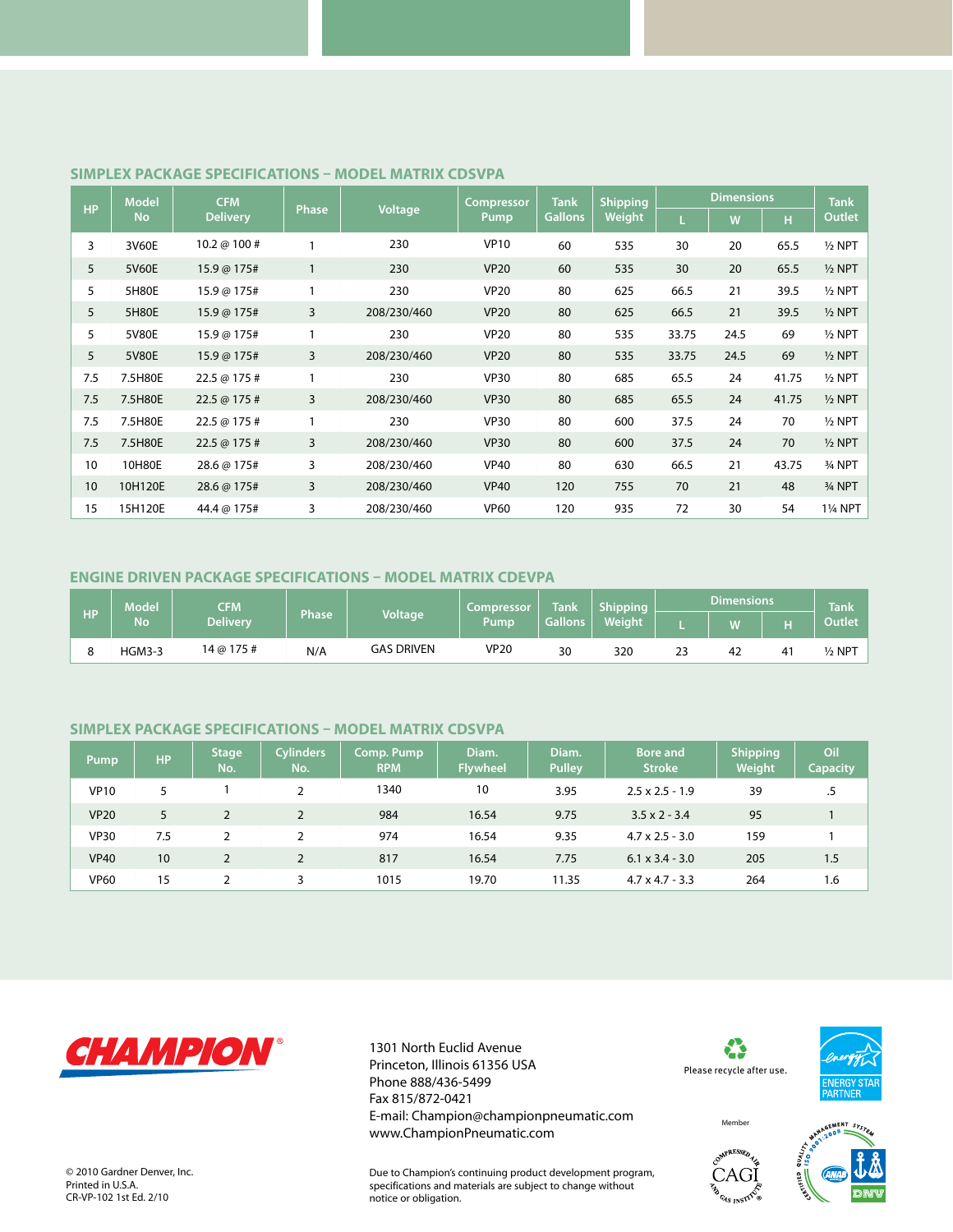## SIMPLEX PACKAGE SPECIFICATIONS – MODEL MATRIX CDSVPA

| HP | Model No | CFM Delivery | Phase | Voltage | Compressor Pump | Tank Gallons | Shipping Weight | Dimensions | | | Tank Outlet |
|---|---|---|---|---|---|---|---|---|---|---|---|
| | | | | | | | | L | W | H | |
| 3 | 3V60E | 10.2 @ 100 # | 1 | 230 | VP10 | 60 | 535 | 30 | 20 | 65.5 | ½ NPT |
| 5 | 5V60E | 15.9 @ 175# | 1 | 230 | VP20 | 60 | 535 | 30 | 20 | 65.5 | ½ NPT |
| 5 | 5H80E | 15.9 @ 175# | 1 | 230 | VP20 | 80 | 625 | 66.5 | 21 | 39.5 | ½ NPT |
| 5 | 5H80E | 15.9 @ 175# | 3 | 208/230/460 | VP20 | 80 | 625 | 66.5 | 21 | 39.5 | ½ NPT |
| 5 | 5V80E | 15.9 @ 175# | 1 | 230 | VP20 | 80 | 535 | 33.75 | 24.5 | 69 | ½ NPT |
| 5 | 5V80E | 15.9 @ 175# | 3 | 208/230/460 | VP20 | 80 | 535 | 33.75 | 24.5 | 69 | ½ NPT |
| 7.5 | 7.5H80E | 22.5 @ 175 # | 1 | 230 | VP30 | 80 | 685 | 65.5 | 24 | 41.75 | ½ NPT |
| 7.5 | 7.5H80E | 22.5 @ 175 # | 3 | 208/230/460 | VP30 | 80 | 685 | 65.5 | 24 | 41.75 | ½ NPT |
| 7.5 | 7.5H80E | 22.5 @ 175 # | 1 | 230 | VP30 | 80 | 600 | 37.5 | 24 | 70 | ½ NPT |
| 7.5 | 7.5H80E | 22.5 @ 175 # | 3 | 208/230/460 | VP30 | 80 | 600 | 37.5 | 24 | 70 | ½ NPT |
| 10 | 10H80E | 28.6 @ 175# | 3 | 208/230/460 | VP40 | 80 | 630 | 66.5 | 21 | 43.75 | ¾ NPT |
| 10 | 10H120E | 28.6 @ 175# | 3 | 208/230/460 | VP40 | 120 | 755 | 70 | 21 | 48 | ¾ NPT |
| 15 | 15H120E | 44.4 @ 175# | 3 | 208/230/460 | VP60 | 120 | 935 | 72 | 30 | 54 | 1¼ NPT |

## ENGINE DRIVEN PACKAGE SPECIFICATIONS – MODEL MATRIX CDEVPA

| HP | Model No | CFM Delivery | Phase | Voltage | Compressor Pump | Tank Gallons | Shipping Weight | Dimensions | | | Tank Outlet |
|---|---|---|---|---|---|---|---|---|---|---|---|
| | | | | | | | | L | W | H | |
| 8 | HGM3-3 | 14 @ 175 # | N/A | GAS DRIVEN | VP20 | 30 | 320 | 23 | 42 | 41 | ½ NPT |

## SIMPLEX PACKAGE SPECIFICATIONS – MODEL MATRIX CDSVPA

| Pump | HP | Stage No. | Cylinders No. | Comp. Pump RPM | Diam. Flywheel | Diam. Pulley | Bore and Stroke | Shipping Weight | Oil Capacity |
|---|---|---|---|---|---|---|---|---|---|
| VP10 | 5 | 1 | 2 | 1340 | 10 | 3.95 | 2.5 x 2.5 - 1.9 | 39 | .5 |
| VP20 | 5 | 2 | 2 | 984 | 16.54 | 9.75 | 3.5 x 2 - 3.4 | 95 | 1 |
| VP30 | 7.5 | 2 | 2 | 974 | 16.54 | 9.35 | 4.7 x 2.5 - 3.0 | 159 | 1 |
| VP40 | 10 | 2 | 2 | 817 | 16.54 | 7.75 | 6.1 x 3.4 - 3.0 | 205 | 1.5 |
| VP60 | 15 | 2 | 3 | 1015 | 19.70 | 11.35 | 4.7 x 4.7 - 3.3 | 264 | 1.6 |

CHAMPION®

1301 North Euclid Avenue
Princeton, Illinois 61356 USA
Phone 888/436-5499
Fax 815/872-0421
E-mail: Champion@championpneumatic.com
www.ChampionPneumatic.com

Please recycle after use.

ENERGY STAR PARTNER

Member CAGI Compressed Air and Gas Institute®

Certified Quality Management System ISO 9001:2008 ANAB DNV

© 2010 Gardner Denver, Inc.
Printed in U.S.A.
CR-VP-102 1st Ed. 2/10

Due to Champion's continuing product development program, specifications and materials are subject to change without notice or obligation.